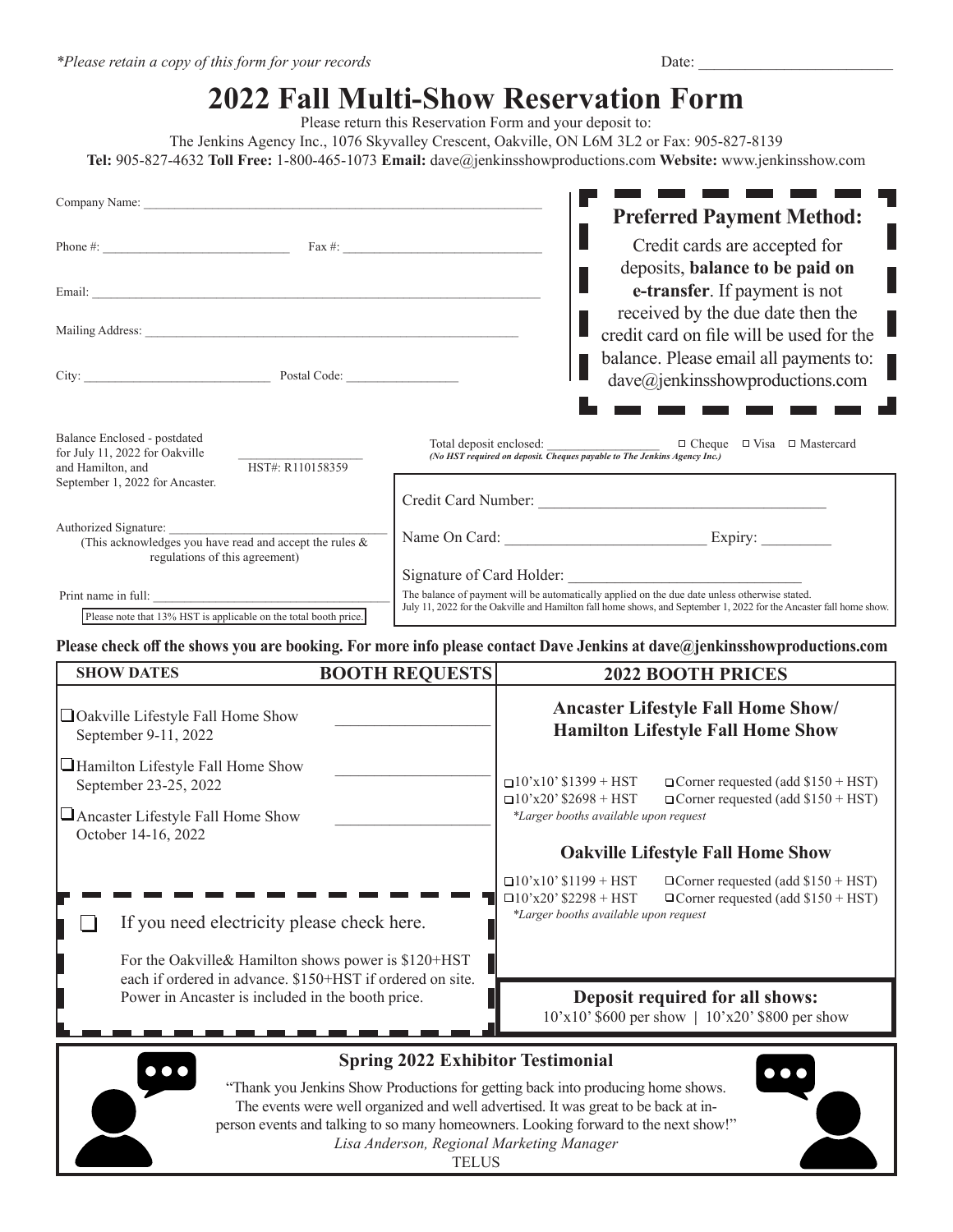*Please retain a copy of this form for your records

Date: ___________________________

# 2022 Fall Multi-Show Reservation Form

Please return this Reservation Form and your deposit to:
The Jenkins Agency Inc., 1076 Skyvalley Crescent, Oakville, ON L6M 3L2 or Fax: 905-827-8139
**Tel:** 905-827-4632 **Toll Free:** 1-800-465-1073 **Email:** dave@jenkinsshowproductions.com **Website:** www.jenkinsshow.com

Company Name: ___________________________

Phone #: ___________________ Fax #: ___________________

Email: ___________________________

Mailing Address: ___________________________

City: ___________________ Postal Code: ___________________

**Preferred Payment Method:**

Credit cards are accepted for deposits, **balance to be paid on e-transfer**. If payment is not received by the due date then the credit card on file will be used for the balance. Please email all payments to: dave@jenkinsshowproductions.com

Balance Enclosed - postdated for July 11, 2022 for Oakville and Hamilton, and September 1, 2022 for Ancaster. ___________________ HST#: R110158359

Total deposit enclosed: ___________________ ☐ Cheque ☐ Visa ☐ Mastercard
***(No HST required on deposit. Cheques payable to The Jenkins Agency Inc.)***

Authorized Signature: ___________________________
(This acknowledges you have read and accept the rules & regulations of this agreement)

Print name in full: ___________________________

Please note that 13% HST is applicable on the total booth price.

Credit Card Number: ___________________________

Name On Card: ___________________ Expiry: _________

Signature of Card Holder: ___________________________

The balance of payment will be automatically applied on the due date unless otherwise stated.
July 11, 2022 for the Oakville and Hamilton fall home shows, and September 1, 2022 for the Ancaster fall home show.

**Please check off the shows you are booking. For more info please contact Dave Jenkins at dave@jenkinsshowproductions.com**

| SHOW DATES | BOOTH REQUESTS |
|---|---|
| ☐ Oakville Lifestyle Fall Home Show September 9-11, 2022 | ___________________ |
| ☐ Hamilton Lifestyle Fall Home Show September 23-25, 2022 | ___________________ |
| ☐ Ancaster Lifestyle Fall Home Show October 14-16, 2022 | ___________________ |

☐ If you need electricity please check here.

For the Oakville& Hamilton shows power is $120+HST each if ordered in advance. $150+HST if ordered on site. Power in Ancaster is included in the booth price.

## 2022 BOOTH PRICES

### Ancaster Lifestyle Fall Home Show/ Hamilton Lifestyle Fall Home Show

- ☐ 10'x10' $1399 + HST ☐ Corner requested (add $150 + HST)
- ☐ 10'x20' $2698 + HST ☐ Corner requested (add $150 + HST)

*Larger booths available upon request

### Oakville Lifestyle Fall Home Show

- ☐ 10'x10' $1199 + HST ☐ Corner requested (add $150 + HST)
- ☐ 10'x20' $2298 + HST ☐ Corner requested (add $150 + HST)

*Larger booths available upon request

**Deposit required for all shows:**
10'x10' $600 per show | 10'x20' $800 per show

**Spring 2022 Exhibitor Testimonial**

"Thank you Jenkins Show Productions for getting back into producing home shows. The events were well organized and well advertised. It was great to be back at in-person events and talking to so many homeowners. Looking forward to the next show!"
*Lisa Anderson, Regional Marketing Manager*
TELUS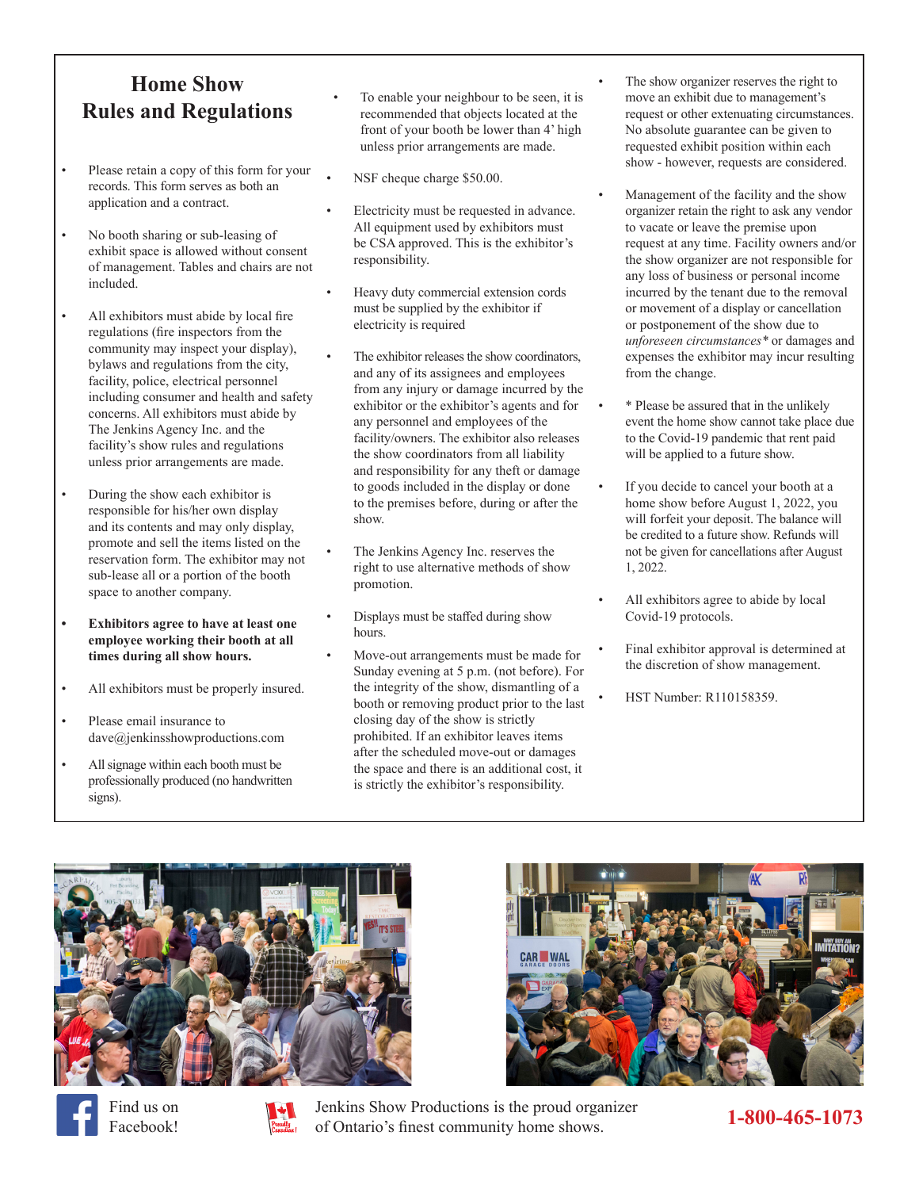# Home Show Rules and Regulations

- Please retain a copy of this form for your records. This form serves as both an application and a contract.
- No booth sharing or sub-leasing of exhibit space is allowed without consent of management. Tables and chairs are not included.
- All exhibitors must abide by local fire regulations (fire inspectors from the community may inspect your display), bylaws and regulations from the city, facility, police, electrical personnel including consumer and health and safety concerns. All exhibitors must abide by The Jenkins Agency Inc. and the facility's show rules and regulations unless prior arrangements are made.
- During the show each exhibitor is responsible for his/her own display and its contents and may only display, promote and sell the items listed on the reservation form. The exhibitor may not sub-lease all or a portion of the booth space to another company.
- **Exhibitors agree to have at least one employee working their booth at all times during all show hours.**
- All exhibitors must be properly insured.
- Please email insurance to dave@jenkinsshowproductions.com
- All signage within each booth must be professionally produced (no handwritten signs).
- To enable your neighbour to be seen, it is recommended that objects located at the front of your booth be lower than 4' high unless prior arrangements are made.
- NSF cheque charge $50.00.
- Electricity must be requested in advance. All equipment used by exhibitors must be CSA approved. This is the exhibitor's responsibility.
- Heavy duty commercial extension cords must be supplied by the exhibitor if electricity is required
- The exhibitor releases the show coordinators, and any of its assignees and employees from any injury or damage incurred by the exhibitor or the exhibitor's agents and for any personnel and employees of the facility/owners. The exhibitor also releases the show coordinators from all liability and responsibility for any theft or damage to goods included in the display or done to the premises before, during or after the show.
- The Jenkins Agency Inc. reserves the right to use alternative methods of show promotion.
- Displays must be staffed during show hours.
- Move-out arrangements must be made for Sunday evening at 5 p.m. (not before). For the integrity of the show, dismantling of a booth or removing product prior to the last closing day of the show is strictly prohibited. If an exhibitor leaves items after the scheduled move-out or damages the space and there is an additional cost, it is strictly the exhibitor's responsibility.
- The show organizer reserves the right to move an exhibit due to management's request or other extenuating circumstances. No absolute guarantee can be given to requested exhibit position within each show - however, requests are considered.
- Management of the facility and the show organizer retain the right to ask any vendor to vacate or leave the premise upon request at any time. Facility owners and/or the show organizer are not responsible for any loss of business or personal income incurred by the tenant due to the removal or movement of a display or cancellation or postponement of the show due to *unforeseen circumstances\** or damages and expenses the exhibitor may incur resulting from the change.
- \* Please be assured that in the unlikely event the home show cannot take place due to the Covid-19 pandemic that rent paid will be applied to a future show.
- If you decide to cancel your booth at a home show before August 1, 2022, you will forfeit your deposit. The balance will be credited to a future show. Refunds will not be given for cancellations after August 1, 2022.
- All exhibitors agree to abide by local Covid-19 protocols.
- Final exhibitor approval is determined at the discretion of show management.
- HST Number: R110158359.

Find us on Facebook!

Jenkins Show Productions is the proud organizer of Ontario's finest community home shows.

**1-800-465-1073**